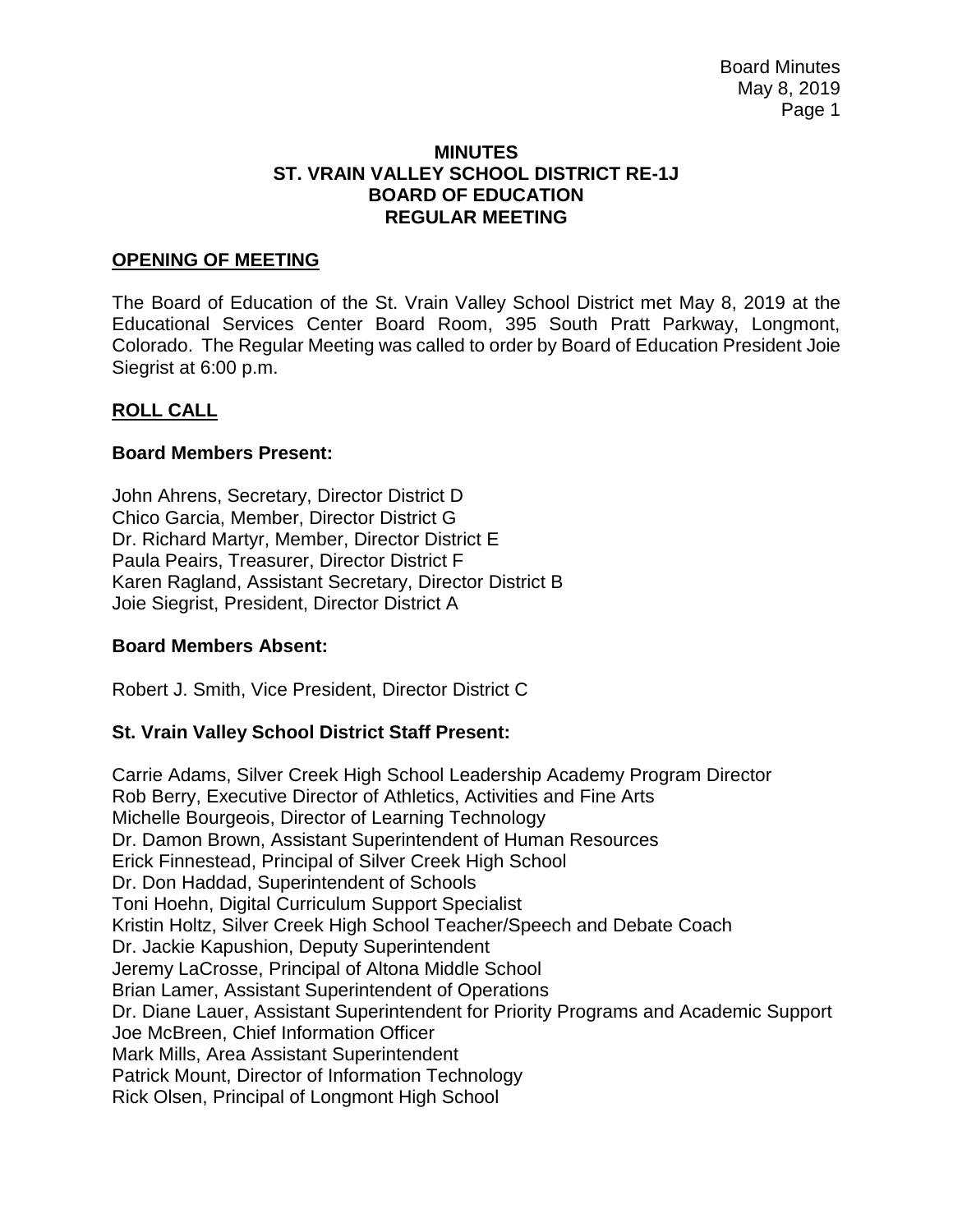# MINUTES
# ST. VRAIN VALLEY SCHOOL DISTRICT RE-1J
# BOARD OF EDUCATION
# REGULAR MEETING

## OPENING OF MEETING

The Board of Education of the St. Vrain Valley School District met May 8, 2019 at the Educational Services Center Board Room, 395 South Pratt Parkway, Longmont, Colorado. The Regular Meeting was called to order by Board of Education President Joie Siegrist at 6:00 p.m.

## ROLL CALL

### Board Members Present:

John Ahrens, Secretary, Director District D
Chico Garcia, Member, Director District G
Dr. Richard Martyr, Member, Director District E
Paula Peairs, Treasurer, Director District F
Karen Ragland, Assistant Secretary, Director District B
Joie Siegrist, President, Director District A

### Board Members Absent:

Robert J. Smith, Vice President, Director District C

### St. Vrain Valley School District Staff Present:

Carrie Adams, Silver Creek High School Leadership Academy Program Director
Rob Berry, Executive Director of Athletics, Activities and Fine Arts
Michelle Bourgeois, Director of Learning Technology
Dr. Damon Brown, Assistant Superintendent of Human Resources
Erick Finnestead, Principal of Silver Creek High School
Dr. Don Haddad, Superintendent of Schools
Toni Hoehn, Digital Curriculum Support Specialist
Kristin Holtz, Silver Creek High School Teacher/Speech and Debate Coach
Dr. Jackie Kapushion, Deputy Superintendent
Jeremy LaCrosse, Principal of Altona Middle School
Brian Lamer, Assistant Superintendent of Operations
Dr. Diane Lauer, Assistant Superintendent for Priority Programs and Academic Support
Joe McBreen, Chief Information Officer
Mark Mills, Area Assistant Superintendent
Patrick Mount, Director of Information Technology
Rick Olsen, Principal of Longmont High School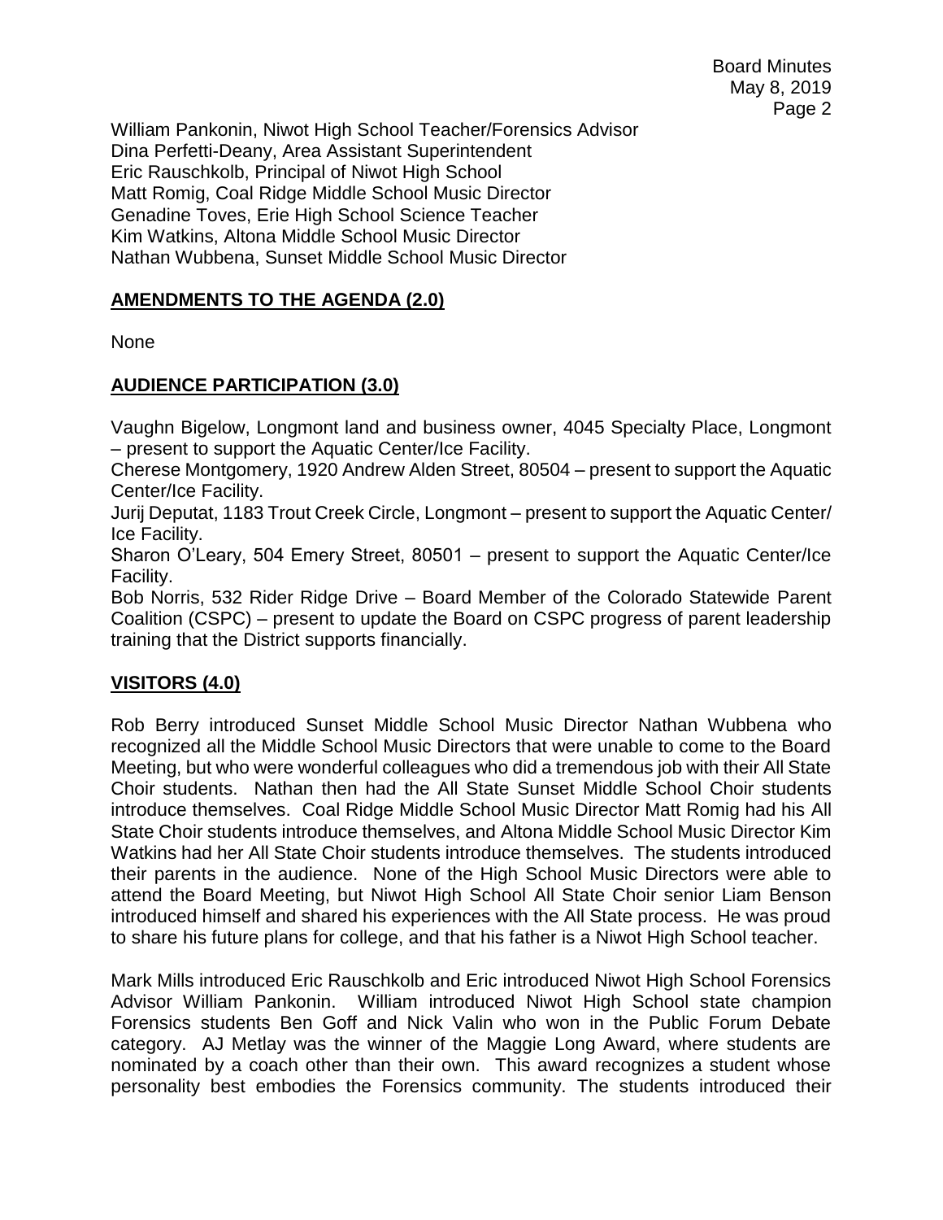William Pankonin, Niwot High School Teacher/Forensics Advisor
Dina Perfetti-Deany, Area Assistant Superintendent
Eric Rauschkolb, Principal of Niwot High School
Matt Romig, Coal Ridge Middle School Music Director
Genadine Toves, Erie High School Science Teacher
Kim Watkins, Altona Middle School Music Director
Nathan Wubbena, Sunset Middle School Music Director

## AMENDMENTS TO THE AGENDA (2.0)

None

## AUDIENCE PARTICIPATION (3.0)

Vaughn Bigelow, Longmont land and business owner, 4045 Specialty Place, Longmont – present to support the Aquatic Center/Ice Facility.
Cherese Montgomery, 1920 Andrew Alden Street, 80504 – present to support the Aquatic Center/Ice Facility.
Jurij Deputat, 1183 Trout Creek Circle, Longmont – present to support the Aquatic Center/ Ice Facility.
Sharon O'Leary, 504 Emery Street, 80501 – present to support the Aquatic Center/Ice Facility.
Bob Norris, 532 Rider Ridge Drive – Board Member of the Colorado Statewide Parent Coalition (CSPC) – present to update the Board on CSPC progress of parent leadership training that the District supports financially.

## VISITORS (4.0)

Rob Berry introduced Sunset Middle School Music Director Nathan Wubbena who recognized all the Middle School Music Directors that were unable to come to the Board Meeting, but who were wonderful colleagues who did a tremendous job with their All State Choir students. Nathan then had the All State Sunset Middle School Choir students introduce themselves. Coal Ridge Middle School Music Director Matt Romig had his All State Choir students introduce themselves, and Altona Middle School Music Director Kim Watkins had her All State Choir students introduce themselves. The students introduced their parents in the audience. None of the High School Music Directors were able to attend the Board Meeting, but Niwot High School All State Choir senior Liam Benson introduced himself and shared his experiences with the All State process. He was proud to share his future plans for college, and that his father is a Niwot High School teacher.

Mark Mills introduced Eric Rauschkolb and Eric introduced Niwot High School Forensics Advisor William Pankonin. William introduced Niwot High School state champion Forensics students Ben Goff and Nick Valin who won in the Public Forum Debate category. AJ Metlay was the winner of the Maggie Long Award, where students are nominated by a coach other than their own. This award recognizes a student whose personality best embodies the Forensics community. The students introduced their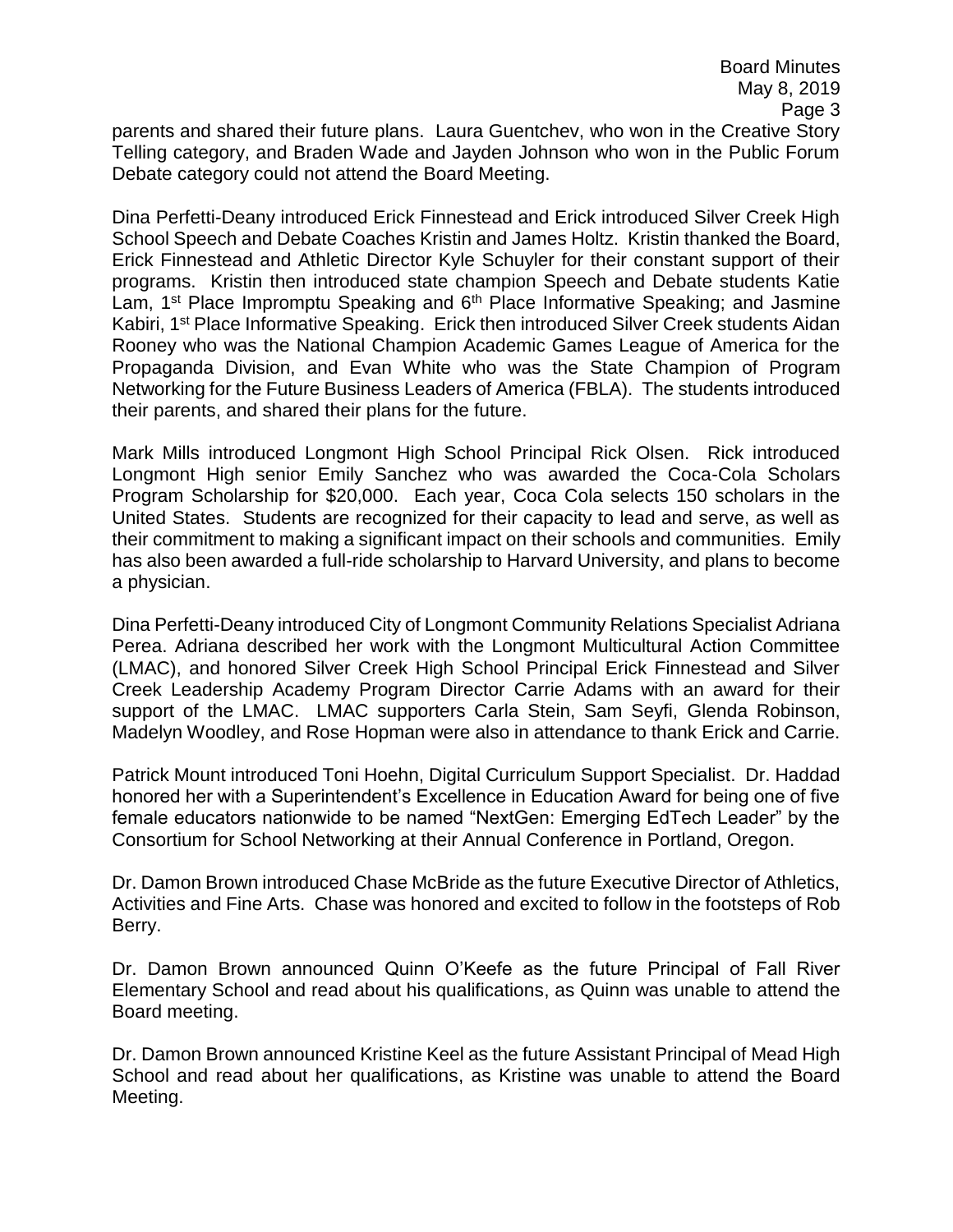parents and shared their future plans. Laura Guentchev, who won in the Creative Story Telling category, and Braden Wade and Jayden Johnson who won in the Public Forum Debate category could not attend the Board Meeting.

Dina Perfetti-Deany introduced Erick Finnestead and Erick introduced Silver Creek High School Speech and Debate Coaches Kristin and James Holtz. Kristin thanked the Board, Erick Finnestead and Athletic Director Kyle Schuyler for their constant support of their programs. Kristin then introduced state champion Speech and Debate students Katie Lam, 1st Place Impromptu Speaking and 6th Place Informative Speaking; and Jasmine Kabiri, 1st Place Informative Speaking. Erick then introduced Silver Creek students Aidan Rooney who was the National Champion Academic Games League of America for the Propaganda Division, and Evan White who was the State Champion of Program Networking for the Future Business Leaders of America (FBLA). The students introduced their parents, and shared their plans for the future.

Mark Mills introduced Longmont High School Principal Rick Olsen. Rick introduced Longmont High senior Emily Sanchez who was awarded the Coca-Cola Scholars Program Scholarship for $20,000. Each year, Coca Cola selects 150 scholars in the United States. Students are recognized for their capacity to lead and serve, as well as their commitment to making a significant impact on their schools and communities. Emily has also been awarded a full-ride scholarship to Harvard University, and plans to become a physician.

Dina Perfetti-Deany introduced City of Longmont Community Relations Specialist Adriana Perea. Adriana described her work with the Longmont Multicultural Action Committee (LMAC), and honored Silver Creek High School Principal Erick Finnestead and Silver Creek Leadership Academy Program Director Carrie Adams with an award for their support of the LMAC. LMAC supporters Carla Stein, Sam Seyfi, Glenda Robinson, Madelyn Woodley, and Rose Hopman were also in attendance to thank Erick and Carrie.

Patrick Mount introduced Toni Hoehn, Digital Curriculum Support Specialist. Dr. Haddad honored her with a Superintendent's Excellence in Education Award for being one of five female educators nationwide to be named "NextGen: Emerging EdTech Leader" by the Consortium for School Networking at their Annual Conference in Portland, Oregon.

Dr. Damon Brown introduced Chase McBride as the future Executive Director of Athletics, Activities and Fine Arts. Chase was honored and excited to follow in the footsteps of Rob Berry.

Dr. Damon Brown announced Quinn O'Keefe as the future Principal of Fall River Elementary School and read about his qualifications, as Quinn was unable to attend the Board meeting.

Dr. Damon Brown announced Kristine Keel as the future Assistant Principal of Mead High School and read about her qualifications, as Kristine was unable to attend the Board Meeting.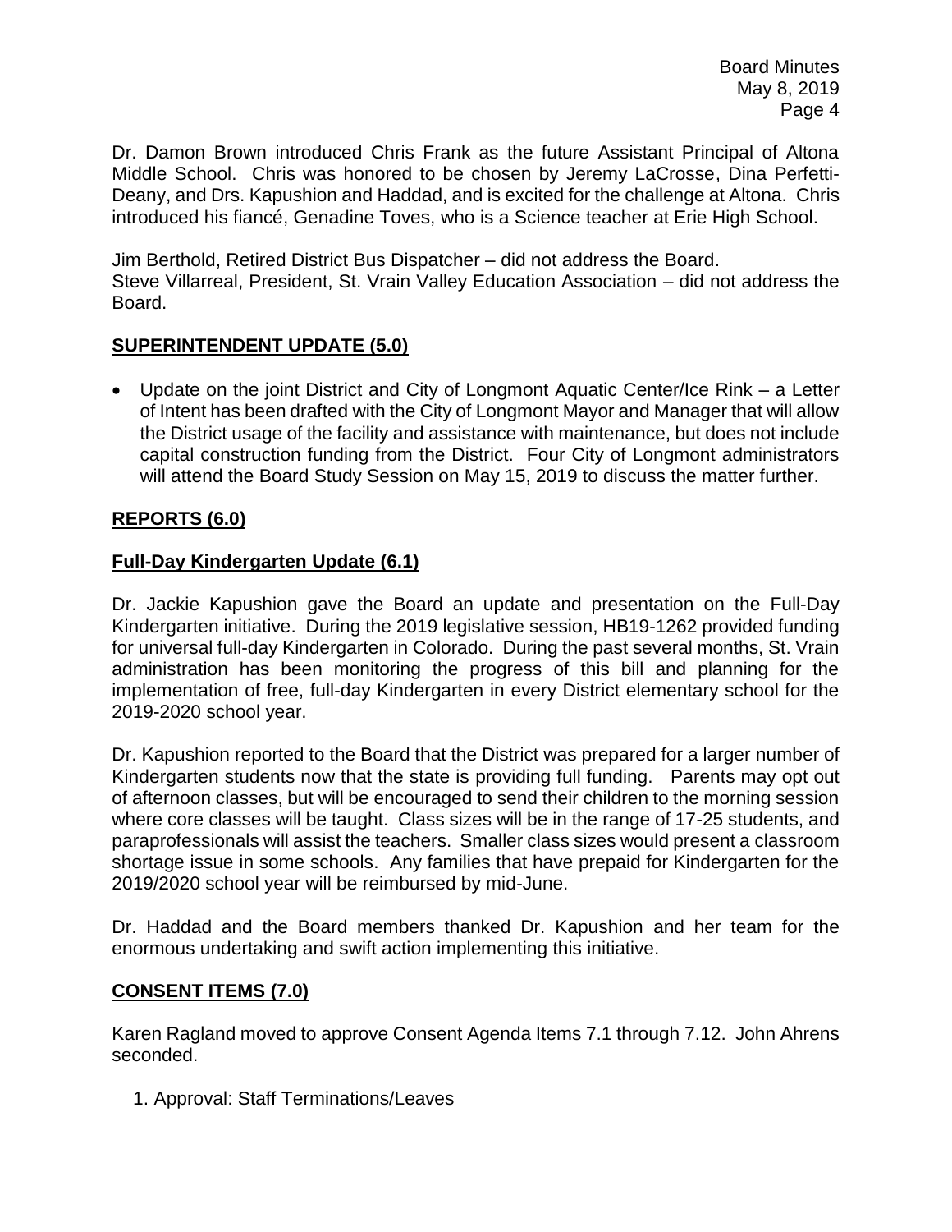Dr. Damon Brown introduced Chris Frank as the future Assistant Principal of Altona Middle School. Chris was honored to be chosen by Jeremy LaCrosse, Dina Perfetti-Deany, and Drs. Kapushion and Haddad, and is excited for the challenge at Altona. Chris introduced his fiancé, Genadine Toves, who is a Science teacher at Erie High School.

Jim Berthold, Retired District Bus Dispatcher – did not address the Board.
Steve Villarreal, President, St. Vrain Valley Education Association – did not address the Board.

## SUPERINTENDENT UPDATE (5.0)

- Update on the joint District and City of Longmont Aquatic Center/Ice Rink – a Letter of Intent has been drafted with the City of Longmont Mayor and Manager that will allow the District usage of the facility and assistance with maintenance, but does not include capital construction funding from the District. Four City of Longmont administrators will attend the Board Study Session on May 15, 2019 to discuss the matter further.

## REPORTS (6.0)

### Full-Day Kindergarten Update (6.1)

Dr. Jackie Kapushion gave the Board an update and presentation on the Full-Day Kindergarten initiative. During the 2019 legislative session, HB19-1262 provided funding for universal full-day Kindergarten in Colorado. During the past several months, St. Vrain administration has been monitoring the progress of this bill and planning for the implementation of free, full-day Kindergarten in every District elementary school for the 2019-2020 school year.

Dr. Kapushion reported to the Board that the District was prepared for a larger number of Kindergarten students now that the state is providing full funding. Parents may opt out of afternoon classes, but will be encouraged to send their children to the morning session where core classes will be taught. Class sizes will be in the range of 17-25 students, and paraprofessionals will assist the teachers. Smaller class sizes would present a classroom shortage issue in some schools. Any families that have prepaid for Kindergarten for the 2019/2020 school year will be reimbursed by mid-June.

Dr. Haddad and the Board members thanked Dr. Kapushion and her team for the enormous undertaking and swift action implementing this initiative.

## CONSENT ITEMS (7.0)

Karen Ragland moved to approve Consent Agenda Items 7.1 through 7.12. John Ahrens seconded.

1. Approval: Staff Terminations/Leaves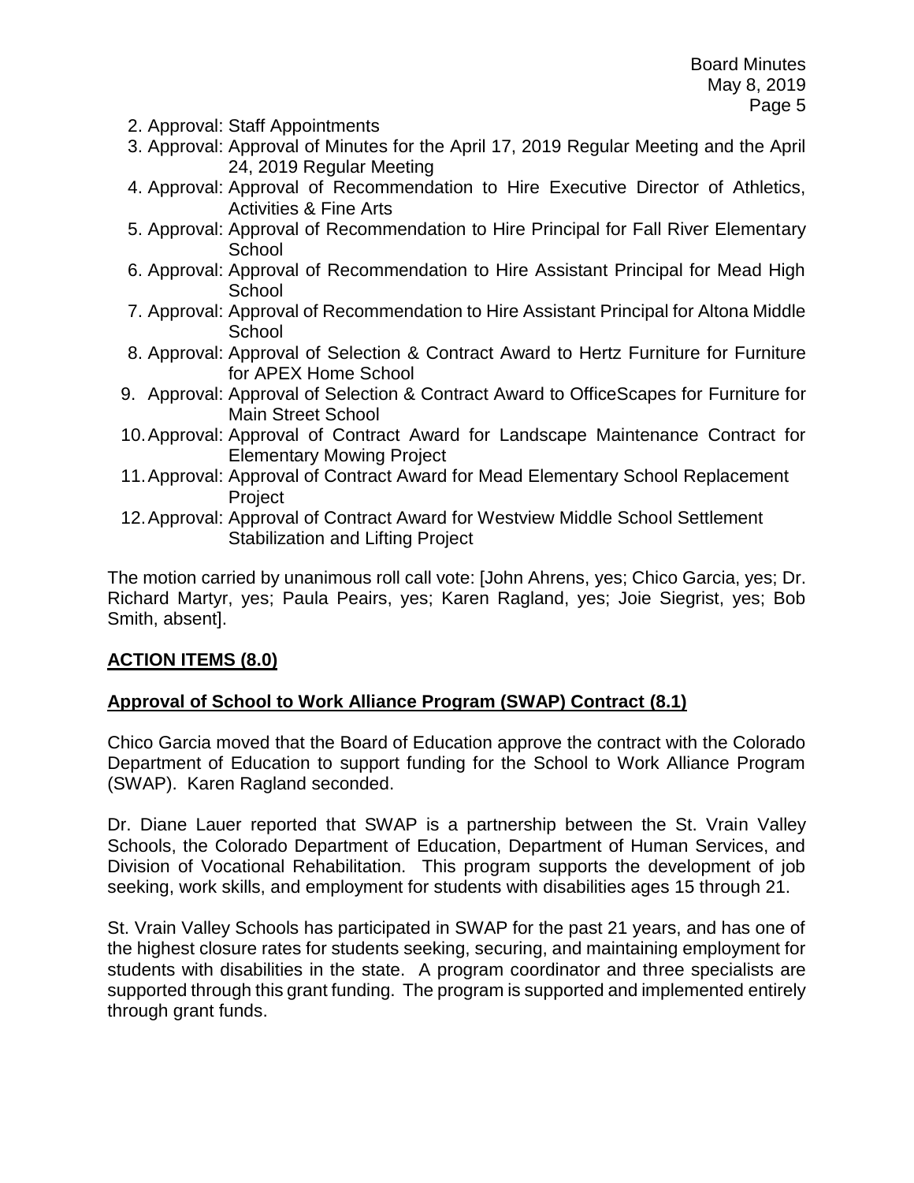2. Approval: Staff Appointments
3. Approval: Approval of Minutes for the April 17, 2019 Regular Meeting and the April 24, 2019 Regular Meeting
4. Approval: Approval of Recommendation to Hire Executive Director of Athletics, Activities & Fine Arts
5. Approval: Approval of Recommendation to Hire Principal for Fall River Elementary School
6. Approval: Approval of Recommendation to Hire Assistant Principal for Mead High School
7. Approval: Approval of Recommendation to Hire Assistant Principal for Altona Middle School
8. Approval: Approval of Selection & Contract Award to Hertz Furniture for Furniture for APEX Home School
9. Approval: Approval of Selection & Contract Award to OfficeScapes for Furniture for Main Street School
10. Approval: Approval of Contract Award for Landscape Maintenance Contract for Elementary Mowing Project
11. Approval: Approval of Contract Award for Mead Elementary School Replacement Project
12. Approval: Approval of Contract Award for Westview Middle School Settlement Stabilization and Lifting Project

The motion carried by unanimous roll call vote: [John Ahrens, yes; Chico Garcia, yes; Dr. Richard Martyr, yes; Paula Peairs, yes; Karen Ragland, yes; Joie Siegrist, yes; Bob Smith, absent].

## ACTION ITEMS (8.0)

### Approval of School to Work Alliance Program (SWAP) Contract (8.1)

Chico Garcia moved that the Board of Education approve the contract with the Colorado Department of Education to support funding for the School to Work Alliance Program (SWAP). Karen Ragland seconded.

Dr. Diane Lauer reported that SWAP is a partnership between the St. Vrain Valley Schools, the Colorado Department of Education, Department of Human Services, and Division of Vocational Rehabilitation. This program supports the development of job seeking, work skills, and employment for students with disabilities ages 15 through 21.

St. Vrain Valley Schools has participated in SWAP for the past 21 years, and has one of the highest closure rates for students seeking, securing, and maintaining employment for students with disabilities in the state. A program coordinator and three specialists are supported through this grant funding. The program is supported and implemented entirely through grant funds.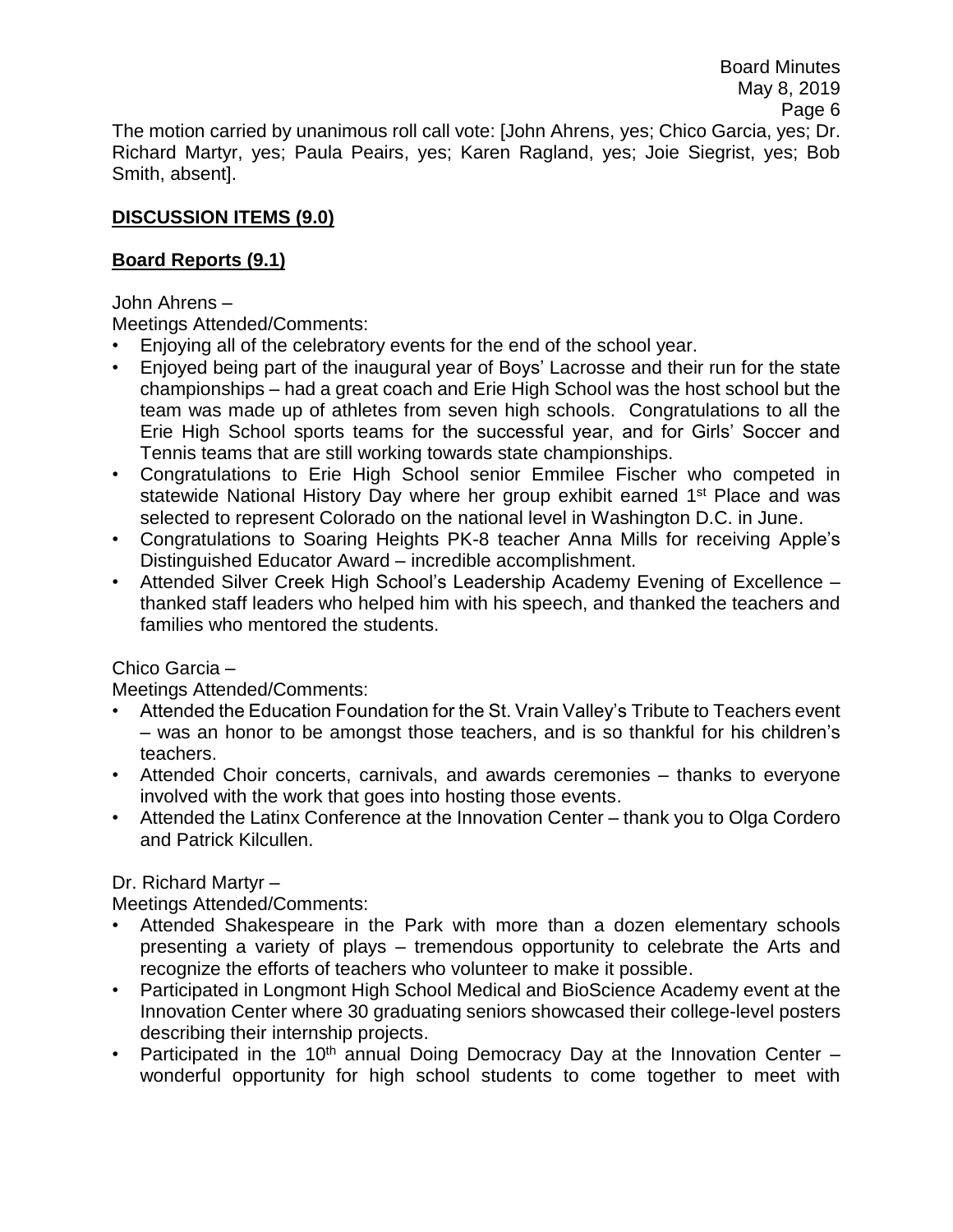The motion carried by unanimous roll call vote: [John Ahrens, yes; Chico Garcia, yes; Dr. Richard Martyr, yes; Paula Peairs, yes; Karen Ragland, yes; Joie Siegrist, yes; Bob Smith, absent].

## **DISCUSSION ITEMS (9.0)**

### **Board Reports (9.1)**

John Ahrens –

Meetings Attended/Comments:

- Enjoying all of the celebratory events for the end of the school year.
- Enjoyed being part of the inaugural year of Boys' Lacrosse and their run for the state championships – had a great coach and Erie High School was the host school but the team was made up of athletes from seven high schools. Congratulations to all the Erie High School sports teams for the successful year, and for Girls' Soccer and Tennis teams that are still working towards state championships.
- Congratulations to Erie High School senior Emmilee Fischer who competed in statewide National History Day where her group exhibit earned 1st Place and was selected to represent Colorado on the national level in Washington D.C. in June.
- Congratulations to Soaring Heights PK-8 teacher Anna Mills for receiving Apple's Distinguished Educator Award – incredible accomplishment.
- Attended Silver Creek High School's Leadership Academy Evening of Excellence – thanked staff leaders who helped him with his speech, and thanked the teachers and families who mentored the students.

Chico Garcia –

Meetings Attended/Comments:

- Attended the Education Foundation for the St. Vrain Valley's Tribute to Teachers event – was an honor to be amongst those teachers, and is so thankful for his children's teachers.
- Attended Choir concerts, carnivals, and awards ceremonies – thanks to everyone involved with the work that goes into hosting those events.
- Attended the Latinx Conference at the Innovation Center – thank you to Olga Cordero and Patrick Kilcullen.

Dr. Richard Martyr –

Meetings Attended/Comments:

- Attended Shakespeare in the Park with more than a dozen elementary schools presenting a variety of plays – tremendous opportunity to celebrate the Arts and recognize the efforts of teachers who volunteer to make it possible.
- Participated in Longmont High School Medical and BioScience Academy event at the Innovation Center where 30 graduating seniors showcased their college-level posters describing their internship projects.
- Participated in the 10th annual Doing Democracy Day at the Innovation Center – wonderful opportunity for high school students to come together to meet with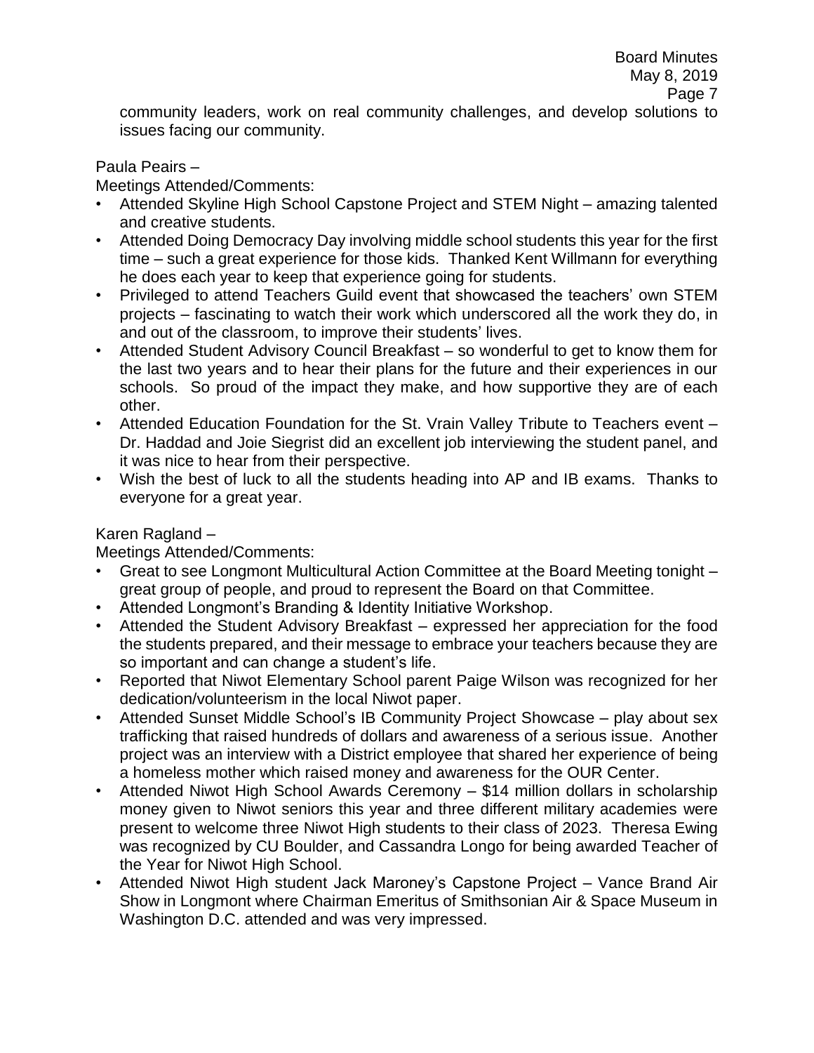community leaders, work on real community challenges, and develop solutions to issues facing our community.

Paula Peairs –

Meetings Attended/Comments:

- Attended Skyline High School Capstone Project and STEM Night – amazing talented and creative students.
- Attended Doing Democracy Day involving middle school students this year for the first time – such a great experience for those kids. Thanked Kent Willmann for everything he does each year to keep that experience going for students.
- Privileged to attend Teachers Guild event that showcased the teachers' own STEM projects – fascinating to watch their work which underscored all the work they do, in and out of the classroom, to improve their students' lives.
- Attended Student Advisory Council Breakfast – so wonderful to get to know them for the last two years and to hear their plans for the future and their experiences in our schools. So proud of the impact they make, and how supportive they are of each other.
- Attended Education Foundation for the St. Vrain Valley Tribute to Teachers event – Dr. Haddad and Joie Siegrist did an excellent job interviewing the student panel, and it was nice to hear from their perspective.
- Wish the best of luck to all the students heading into AP and IB exams. Thanks to everyone for a great year.

Karen Ragland –

Meetings Attended/Comments:

- Great to see Longmont Multicultural Action Committee at the Board Meeting tonight – great group of people, and proud to represent the Board on that Committee.
- Attended Longmont's Branding & Identity Initiative Workshop.
- Attended the Student Advisory Breakfast – expressed her appreciation for the food the students prepared, and their message to embrace your teachers because they are so important and can change a student's life.
- Reported that Niwot Elementary School parent Paige Wilson was recognized for her dedication/volunteerism in the local Niwot paper.
- Attended Sunset Middle School's IB Community Project Showcase – play about sex trafficking that raised hundreds of dollars and awareness of a serious issue. Another project was an interview with a District employee that shared her experience of being a homeless mother which raised money and awareness for the OUR Center.
- Attended Niwot High School Awards Ceremony – $14 million dollars in scholarship money given to Niwot seniors this year and three different military academies were present to welcome three Niwot High students to their class of 2023. Theresa Ewing was recognized by CU Boulder, and Cassandra Longo for being awarded Teacher of the Year for Niwot High School.
- Attended Niwot High student Jack Maroney's Capstone Project – Vance Brand Air Show in Longmont where Chairman Emeritus of Smithsonian Air & Space Museum in Washington D.C. attended and was very impressed.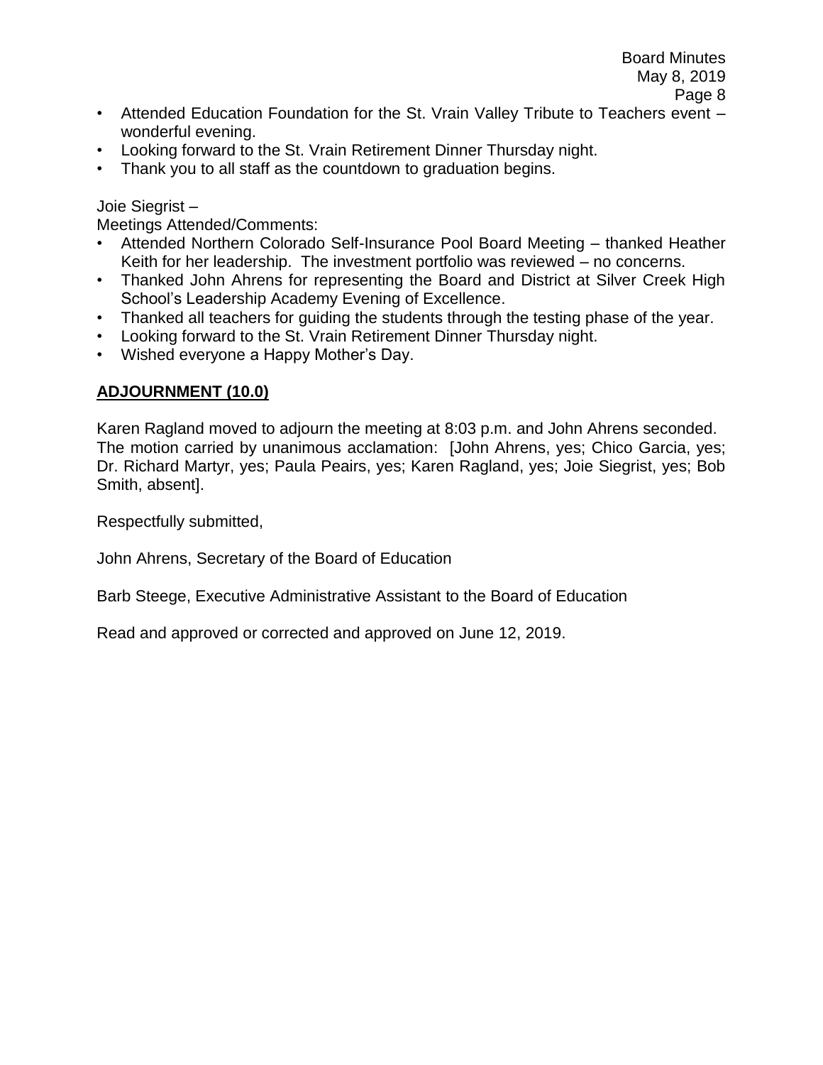- Attended Education Foundation for the St. Vrain Valley Tribute to Teachers event – wonderful evening.
- Looking forward to the St. Vrain Retirement Dinner Thursday night.
- Thank you to all staff as the countdown to graduation begins.

Joie Siegrist –

Meetings Attended/Comments:

- Attended Northern Colorado Self-Insurance Pool Board Meeting – thanked Heather Keith for her leadership. The investment portfolio was reviewed – no concerns.
- Thanked John Ahrens for representing the Board and District at Silver Creek High School's Leadership Academy Evening of Excellence.
- Thanked all teachers for guiding the students through the testing phase of the year.
- Looking forward to the St. Vrain Retirement Dinner Thursday night.
- Wished everyone a Happy Mother's Day.

**ADJOURNMENT (10.0)**

Karen Ragland moved to adjourn the meeting at 8:03 p.m. and John Ahrens seconded. The motion carried by unanimous acclamation: [John Ahrens, yes; Chico Garcia, yes; Dr. Richard Martyr, yes; Paula Peairs, yes; Karen Ragland, yes; Joie Siegrist, yes; Bob Smith, absent].

Respectfully submitted,

John Ahrens, Secretary of the Board of Education

Barb Steege, Executive Administrative Assistant to the Board of Education

Read and approved or corrected and approved on June 12, 2019.